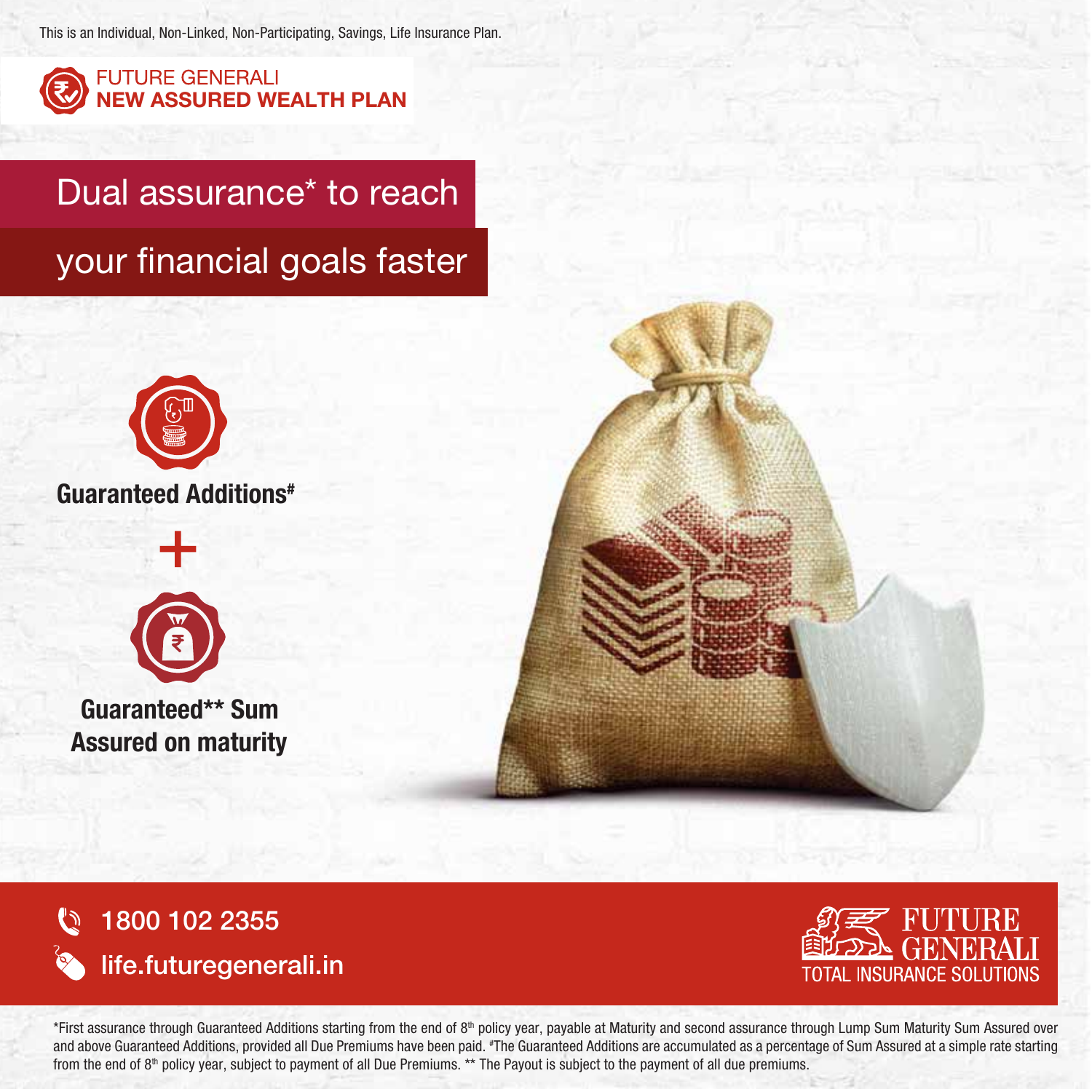This is an Individual, Non-Linked, Non-Participating, Savings, Life Insurance Plan.

# FUTURE GENERALI NEW ASSURED WEALTH PLAN

## Dual assurance* to reach your financial goals faster

**Guaranteed Additions#**

**+**

**Guaranteed** Sum Assured on maturity**

1800 102 2355

life.futuregenerali.in

FUTURE GENERALI
TOTAL INSURANCE SOLUTIONS

*First assurance through Guaranteed Additions starting from the end of 8th policy year, payable at Maturity and second assurance through Lump Sum Maturity Sum Assured over and above Guaranteed Additions, provided all Due Premiums have been paid. #The Guaranteed Additions are accumulated as a percentage of Sum Assured at a simple rate starting from the end of 8th policy year, subject to payment of all Due Premiums. ** The Payout is subject to the payment of all due premiums.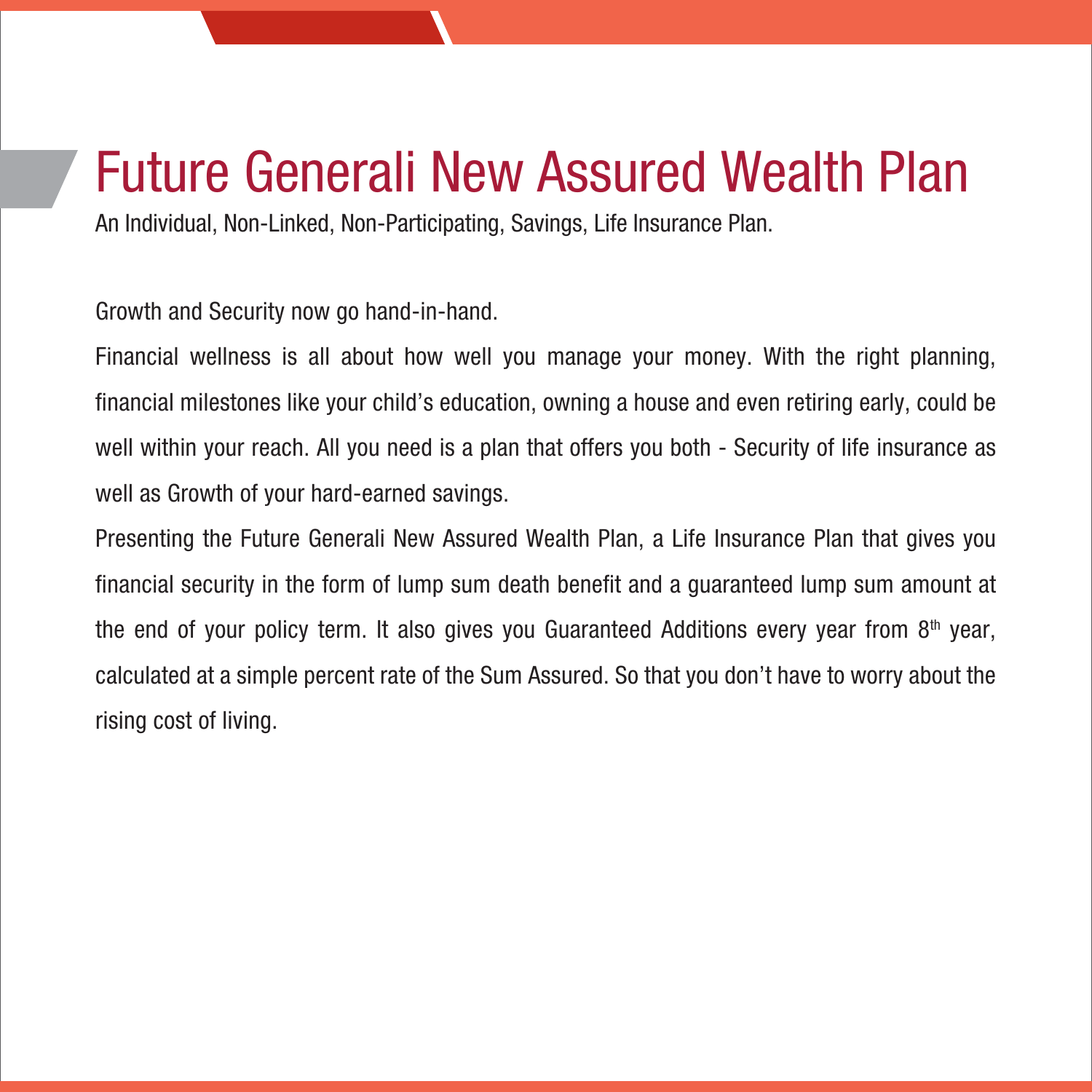# Future Generali New Assured Wealth Plan

An Individual, Non-Linked, Non-Participating, Savings, Life Insurance Plan.

Growth and Security now go hand-in-hand.

Financial wellness is all about how well you manage your money. With the right planning, financial milestones like your child's education, owning a house and even retiring early, could be well within your reach. All you need is a plan that offers you both - Security of life insurance as well as Growth of your hard-earned savings.

Presenting the Future Generali New Assured Wealth Plan, a Life Insurance Plan that gives you financial security in the form of lump sum death benefit and a guaranteed lump sum amount at the end of your policy term. It also gives you Guaranteed Additions every year from 8th year, calculated at a simple percent rate of the Sum Assured. So that you don't have to worry about the rising cost of living.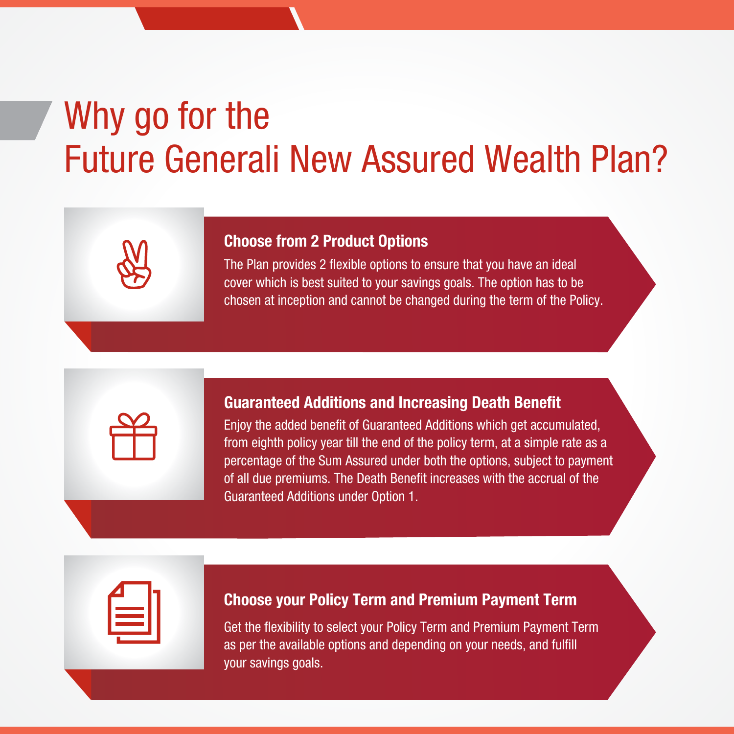# Why go for the Future Generali New Assured Wealth Plan?

### Choose from 2 Product Options

The Plan provides 2 flexible options to ensure that you have an ideal cover which is best suited to your savings goals. The option has to be chosen at inception and cannot be changed during the term of the Policy.

### Guaranteed Additions and Increasing Death Benefit

Enjoy the added benefit of Guaranteed Additions which get accumulated, from eighth policy year till the end of the policy term, at a simple rate as a percentage of the Sum Assured under both the options, subject to payment of all due premiums. The Death Benefit increases with the accrual of the Guaranteed Additions under Option 1.

### Choose your Policy Term and Premium Payment Term

Get the flexibility to select your Policy Term and Premium Payment Term as per the available options and depending on your needs, and fulfill your savings goals.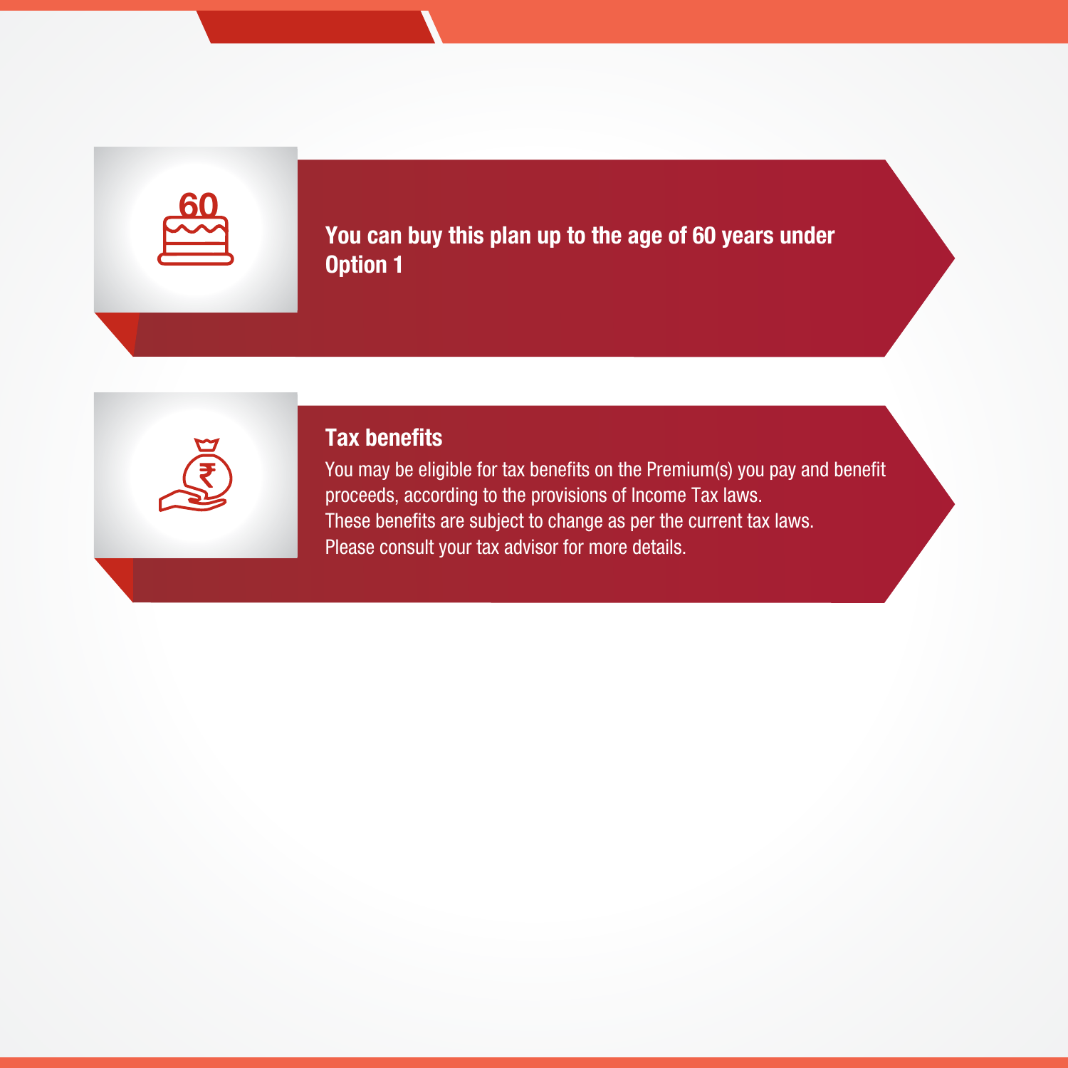**You can buy this plan up to the age of 60 years under Option 1**

**Tax benefits**

You may be eligible for tax benefits on the Premium(s) you pay and benefit proceeds, according to the provisions of Income Tax laws.
These benefits are subject to change as per the current tax laws.
Please consult your tax advisor for more details.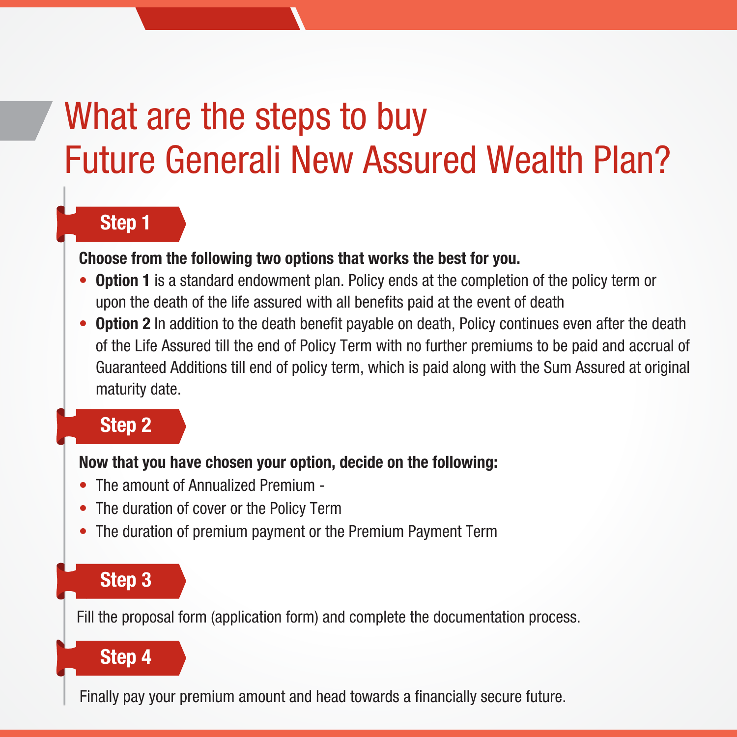# What are the steps to buy Future Generali New Assured Wealth Plan?

## Step 1

**Choose from the following two options that works the best for you.**

- **Option 1** is a standard endowment plan. Policy ends at the completion of the policy term or upon the death of the life assured with all benefits paid at the event of death
- **Option 2** In addition to the death benefit payable on death, Policy continues even after the death of the Life Assured till the end of Policy Term with no further premiums to be paid and accrual of Guaranteed Additions till end of policy term, which is paid along with the Sum Assured at original maturity date.

## Step 2

**Now that you have chosen your option, decide on the following:**

- The amount of Annualized Premium -
- The duration of cover or the Policy Term
- The duration of premium payment or the Premium Payment Term

## Step 3

Fill the proposal form (application form) and complete the documentation process.

## Step 4

Finally pay your premium amount and head towards a financially secure future.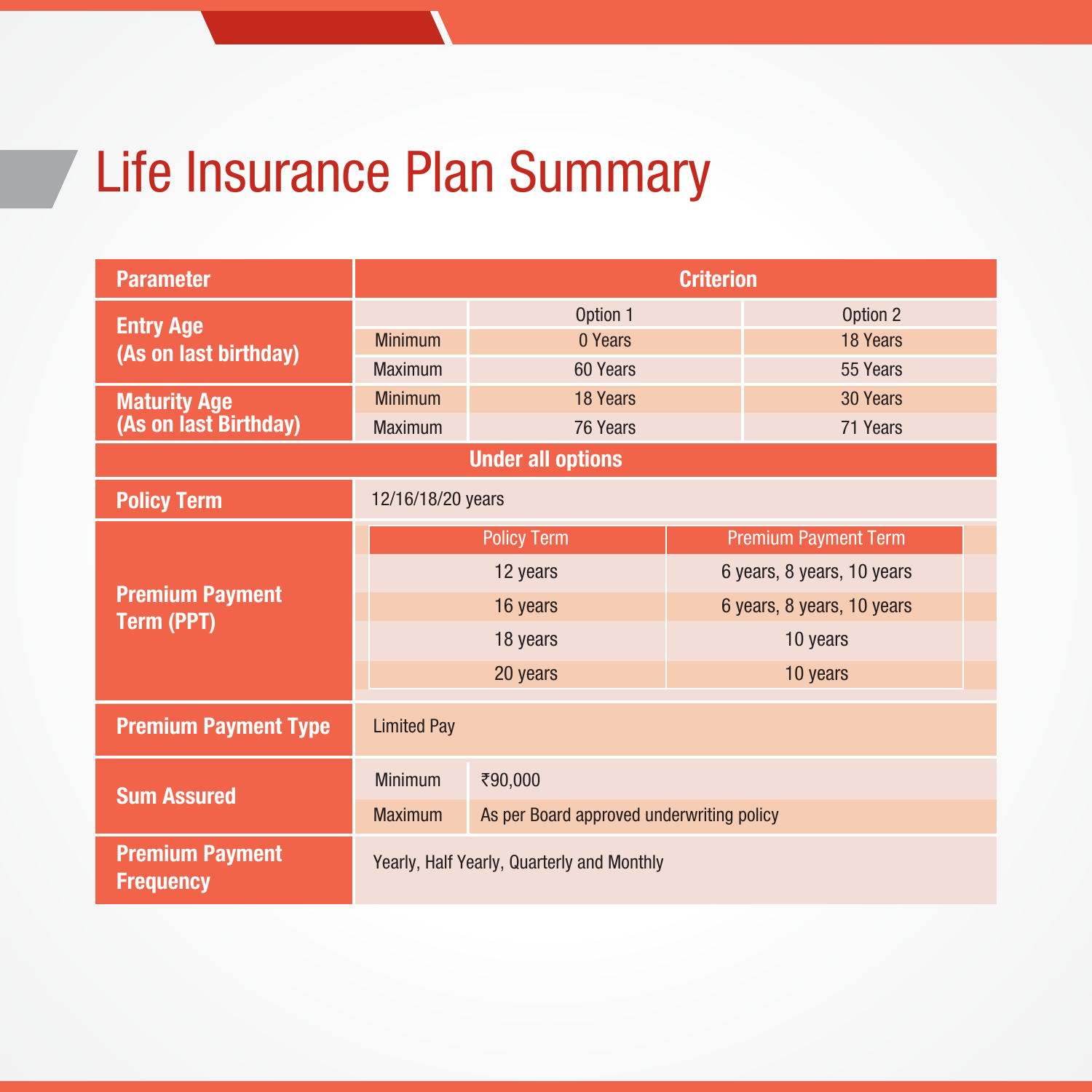# Life Insurance Plan Summary

| Parameter | Criterion | | |
|---|---|---|---|
| Entry Age (As on last birthday) | | Option 1 | Option 2 |
| | Minimum | 0 Years | 18 Years |
| | Maximum | 60 Years | 55 Years |
| Maturity Age (As on last Birthday) | Minimum | 18 Years | 30 Years |
| | Maximum | 76 Years | 71 Years |
| **Under all options** | | | |
| Policy Term | 12/16/18/20 years | | |
| Premium Payment Term (PPT) | Policy Term | Premium Payment Term | |
| | 12 years | 6 years, 8 years, 10 years | |
| | 16 years | 6 years, 8 years, 10 years | |
| | 18 years | 10 years | |
| | 20 years | 10 years | |
| Premium Payment Type | Limited Pay | | |
| Sum Assured | Minimum | ₹90,000 | |
| | Maximum | As per Board approved underwriting policy | |
| Premium Payment Frequency | Yearly, Half Yearly, Quarterly and Monthly | | |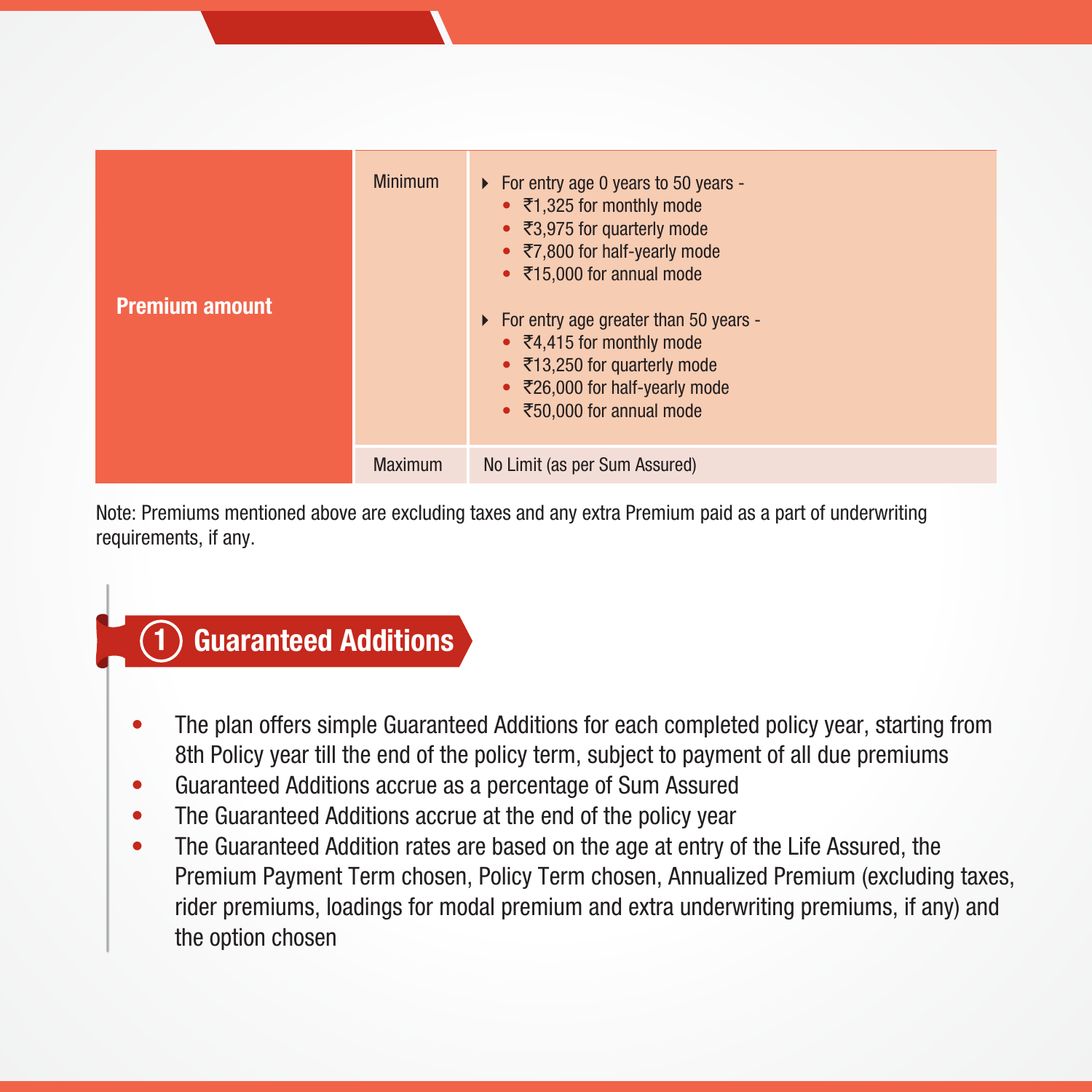| Premium amount | Minimum | For entry age 0 years to 50 years - • ₹1,325 for monthly mode • ₹3,975 for quarterly mode • ₹7,800 for half-yearly mode • ₹15,000 for annual mode For entry age greater than 50 years - • ₹4,415 for monthly mode • ₹13,250 for quarterly mode • ₹26,000 for half-yearly mode • ₹50,000 for annual mode |
|---|---|---|
| | Maximum | No Limit (as per Sum Assured) |

Note: Premiums mentioned above are excluding taxes and any extra Premium paid as a part of underwriting requirements, if any.

## 1 Guaranteed Additions

- The plan offers simple Guaranteed Additions for each completed policy year, starting from 8th Policy year till the end of the policy term, subject to payment of all due premiums
- Guaranteed Additions accrue as a percentage of Sum Assured
- The Guaranteed Additions accrue at the end of the policy year
- The Guaranteed Addition rates are based on the age at entry of the Life Assured, the Premium Payment Term chosen, Policy Term chosen, Annualized Premium (excluding taxes, rider premiums, loadings for modal premium and extra underwriting premiums, if any) and the option chosen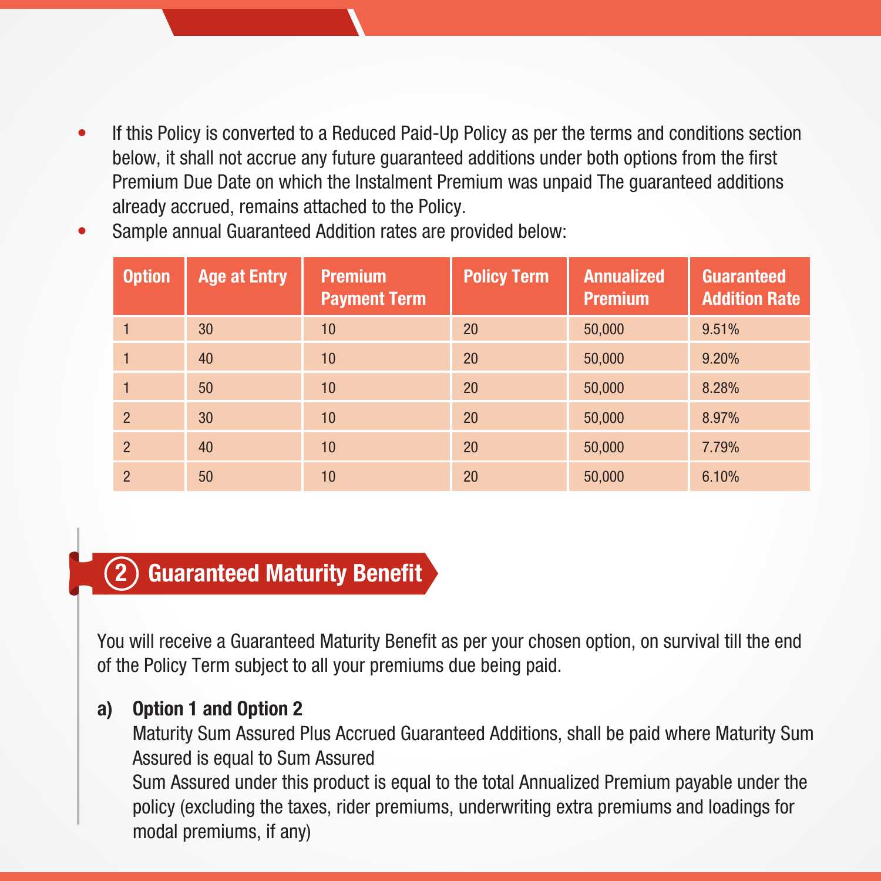- If this Policy is converted to a Reduced Paid-Up Policy as per the terms and conditions section below, it shall not accrue any future guaranteed additions under both options from the first Premium Due Date on which the Instalment Premium was unpaid The guaranteed additions already accrued, remains attached to the Policy.
- Sample annual Guaranteed Addition rates are provided below:

| Option | Age at Entry | Premium Payment Term | Policy Term | Annualized Premium | Guaranteed Addition Rate |
|---|---|---|---|---|---|
| 1 | 30 | 10 | 20 | 50,000 | 9.51% |
| 1 | 40 | 10 | 20 | 50,000 | 9.20% |
| 1 | 50 | 10 | 20 | 50,000 | 8.28% |
| 2 | 30 | 10 | 20 | 50,000 | 8.97% |
| 2 | 40 | 10 | 20 | 50,000 | 7.79% |
| 2 | 50 | 10 | 20 | 50,000 | 6.10% |

## 2 Guaranteed Maturity Benefit

You will receive a Guaranteed Maturity Benefit as per your chosen option, on survival till the end of the Policy Term subject to all your premiums due being paid.

**a) Option 1 and Option 2**

Maturity Sum Assured Plus Accrued Guaranteed Additions, shall be paid where Maturity Sum Assured is equal to Sum Assured

Sum Assured under this product is equal to the total Annualized Premium payable under the policy (excluding the taxes, rider premiums, underwriting extra premiums and loadings for modal premiums, if any)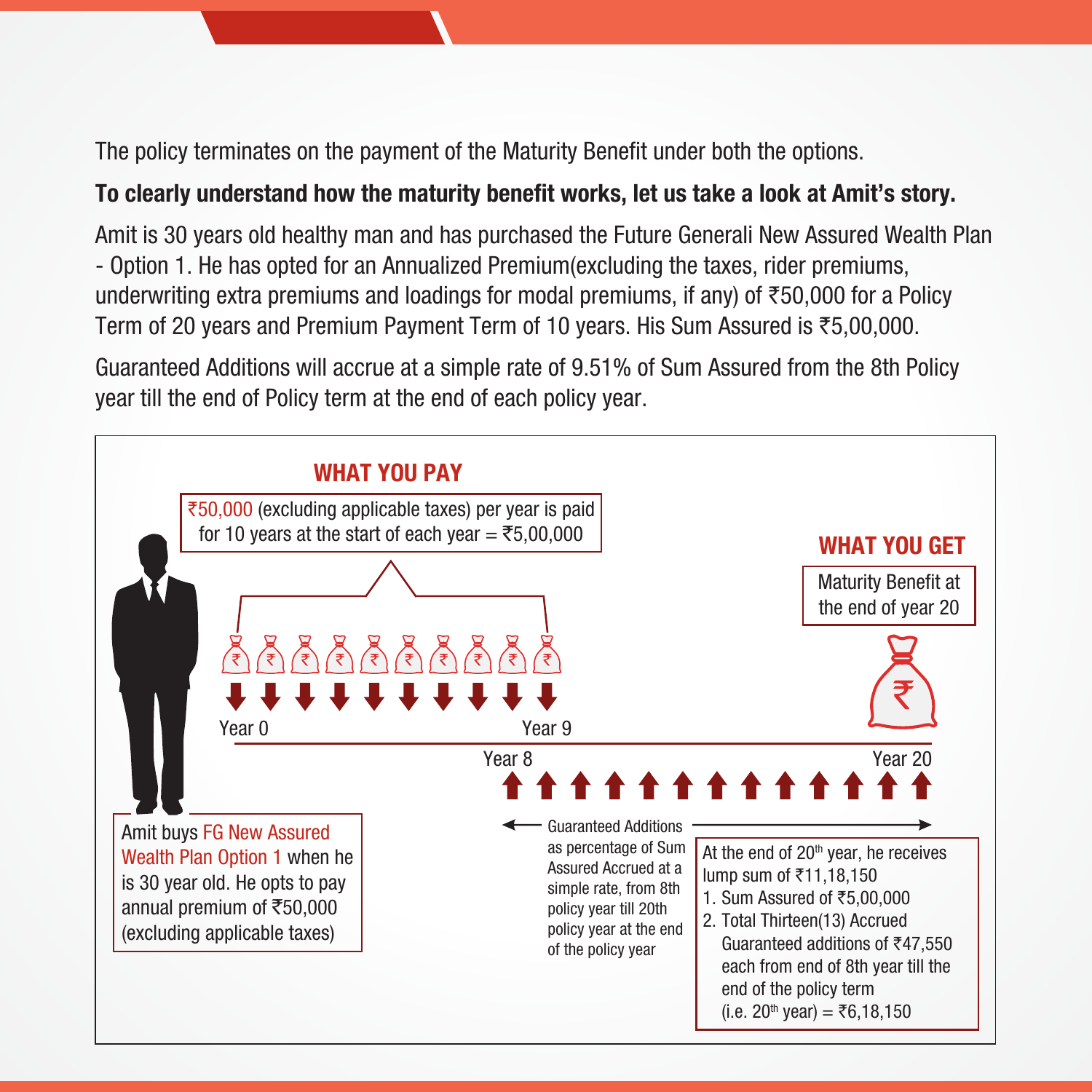The policy terminates on the payment of the Maturity Benefit under both the options.

**To clearly understand how the maturity benefit works, let us take a look at Amit's story.**

Amit is 30 years old healthy man and has purchased the Future Generali New Assured Wealth Plan - Option 1. He has opted for an Annualized Premium(excluding the taxes, rider premiums, underwriting extra premiums and loadings for modal premiums, if any) of ₹50,000 for a Policy Term of 20 years and Premium Payment Term of 10 years. His Sum Assured is ₹5,00,000.

Guaranteed Additions will accrue at a simple rate of 9.51% of Sum Assured from the 8th Policy year till the end of Policy term at the end of each policy year.

**WHAT YOU PAY**

₹50,000 (excluding applicable taxes) per year is paid for 10 years at the start of each year = ₹5,00,000

**WHAT YOU GET**

Maturity Benefit at the end of year 20

Year 0 — Year 9

Year 8 — Year 20

Amit buys FG New Assured Wealth Plan Option 1 when he is 30 year old. He opts to pay annual premium of ₹50,000 (excluding applicable taxes)

Guaranteed Additions as percentage of Sum Assured Accrued at a simple rate, from 8th policy year till 20th policy year at the end of the policy year

At the end of 20th year, he receives lump sum of ₹11,18,150

1. Sum Assured of ₹5,00,000
2. Total Thirteen(13) Accrued Guaranteed additions of ₹47,550 each from end of 8th year till the end of the policy term (i.e. 20th year) = ₹6,18,150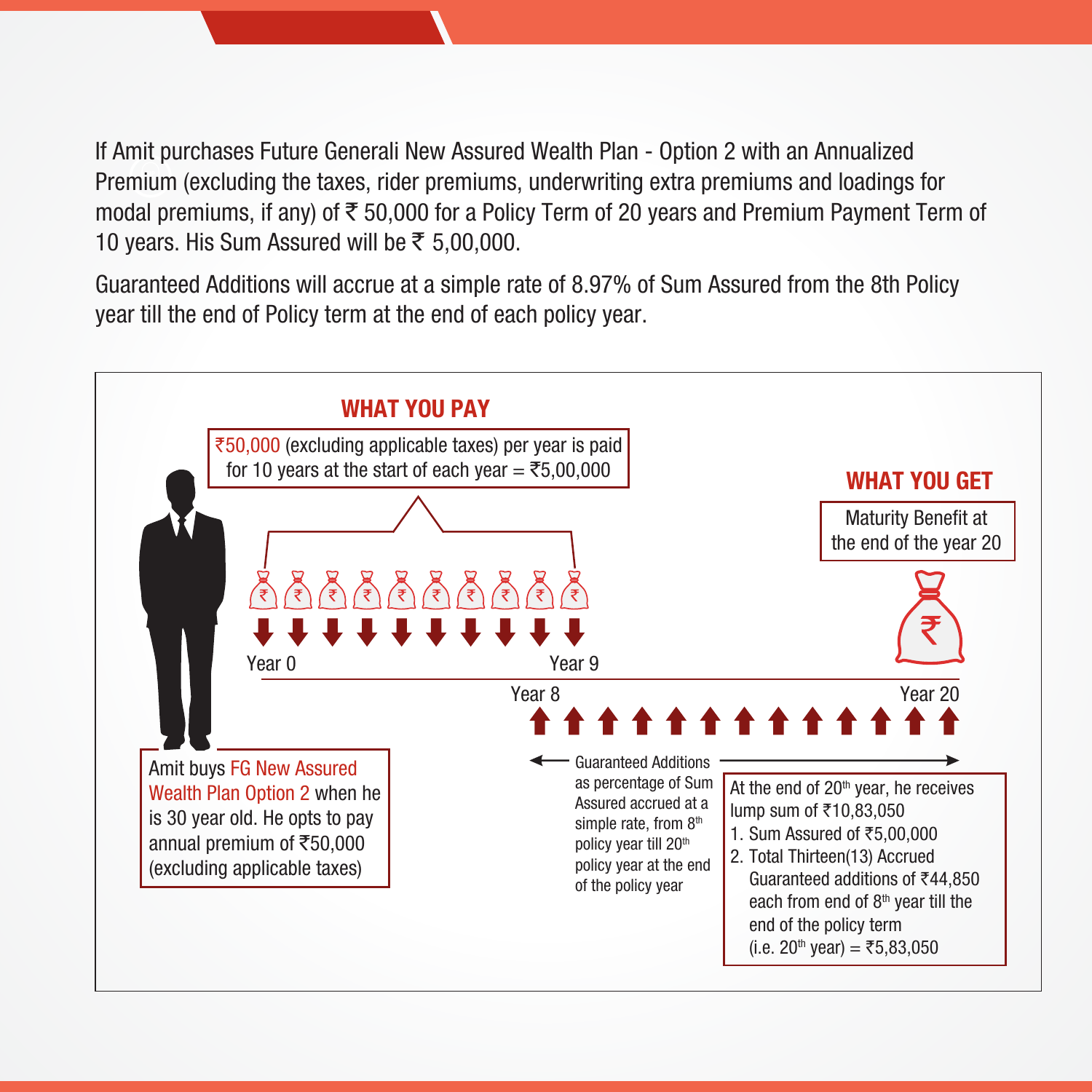If Amit purchases Future Generali New Assured Wealth Plan - Option 2 with an Annualized Premium (excluding the taxes, rider premiums, underwriting extra premiums and loadings for modal premiums, if any) of ₹ 50,000 for a Policy Term of 20 years and Premium Payment Term of 10 years. His Sum Assured will be ₹ 5,00,000.

Guaranteed Additions will accrue at a simple rate of 8.97% of Sum Assured from the 8th Policy year till the end of Policy term at the end of each policy year.

## WHAT YOU PAY

₹50,000 (excluding applicable taxes) per year is paid for 10 years at the start of each year = ₹5,00,000

Year 0 — Year 9

## WHAT YOU GET

Maturity Benefit at the end of the year 20

Year 8 — Year 20

Amit buys FG New Assured Wealth Plan Option 2 when he is 30 year old. He opts to pay annual premium of ₹50,000 (excluding applicable taxes)

Guaranteed Additions as percentage of Sum Assured accrued at a simple rate, from 8th policy year till 20th policy year at the end of the policy year

At the end of 20th year, he receives lump sum of ₹10,83,050

1. Sum Assured of ₹5,00,000
2. Total Thirteen(13) Accrued Guaranteed additions of ₹44,850 each from end of 8th year till the end of the policy term (i.e. 20th year) = ₹5,83,050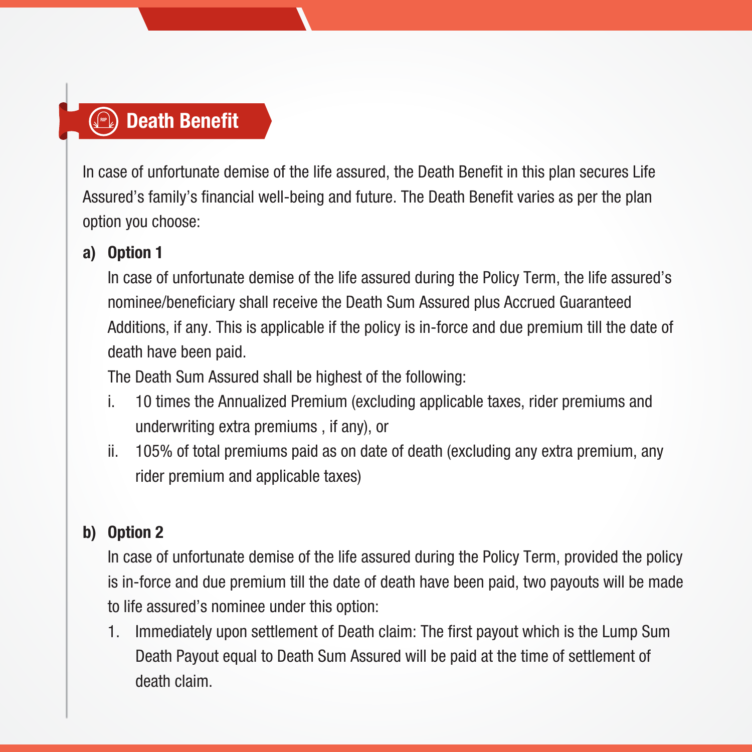## Death Benefit

In case of unfortunate demise of the life assured, the Death Benefit in this plan secures Life Assured's family's financial well-being and future. The Death Benefit varies as per the plan option you choose:

**a) Option 1**

In case of unfortunate demise of the life assured during the Policy Term, the life assured's nominee/beneficiary shall receive the Death Sum Assured plus Accrued Guaranteed Additions, if any. This is applicable if the policy is in-force and due premium till the date of death have been paid.

The Death Sum Assured shall be highest of the following:

i. 10 times the Annualized Premium (excluding applicable taxes, rider premiums and underwriting extra premiums , if any), or

ii. 105% of total premiums paid as on date of death (excluding any extra premium, any rider premium and applicable taxes)

**b) Option 2**

In case of unfortunate demise of the life assured during the Policy Term, provided the policy is in-force and due premium till the date of death have been paid, two payouts will be made to life assured's nominee under this option:

1. Immediately upon settlement of Death claim: The first payout which is the Lump Sum Death Payout equal to Death Sum Assured will be paid at the time of settlement of death claim.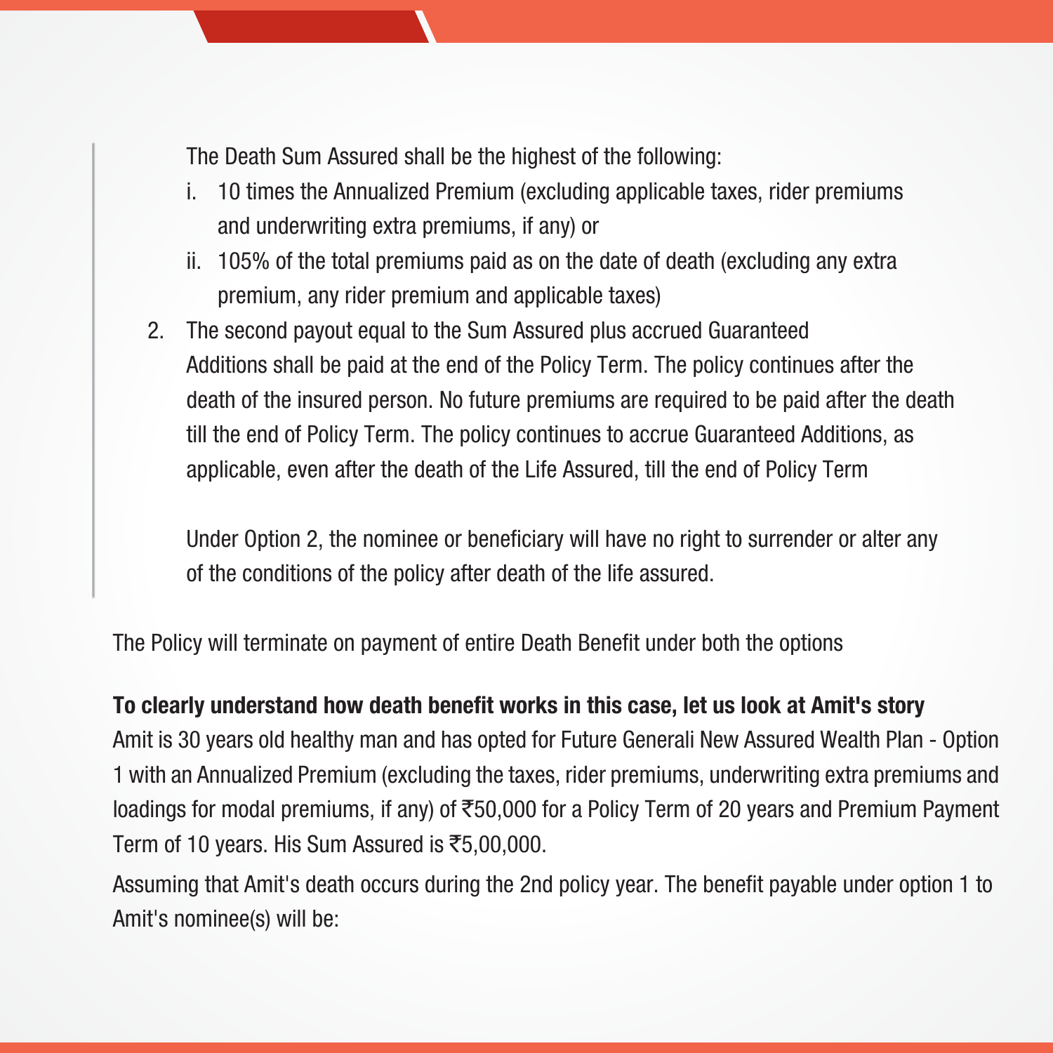The Death Sum Assured shall be the highest of the following:

i. 10 times the Annualized Premium (excluding applicable taxes, rider premiums and underwriting extra premiums, if any) or
ii. 105% of the total premiums paid as on the date of death (excluding any extra premium, any rider premium and applicable taxes)

2. The second payout equal to the Sum Assured plus accrued Guaranteed Additions shall be paid at the end of the Policy Term. The policy continues after the death of the insured person. No future premiums are required to be paid after the death till the end of Policy Term. The policy continues to accrue Guaranteed Additions, as applicable, even after the death of the Life Assured, till the end of Policy Term

   Under Option 2, the nominee or beneficiary will have no right to surrender or alter any of the conditions of the policy after death of the life assured.

The Policy will terminate on payment of entire Death Benefit under both the options

**To clearly understand how death benefit works in this case, let us look at Amit's story**

Amit is 30 years old healthy man and has opted for Future Generali New Assured Wealth Plan - Option 1 with an Annualized Premium (excluding the taxes, rider premiums, underwriting extra premiums and loadings for modal premiums, if any) of ₹50,000 for a Policy Term of 20 years and Premium Payment Term of 10 years. His Sum Assured is ₹5,00,000.

Assuming that Amit's death occurs during the 2nd policy year. The benefit payable under option 1 to Amit's nominee(s) will be: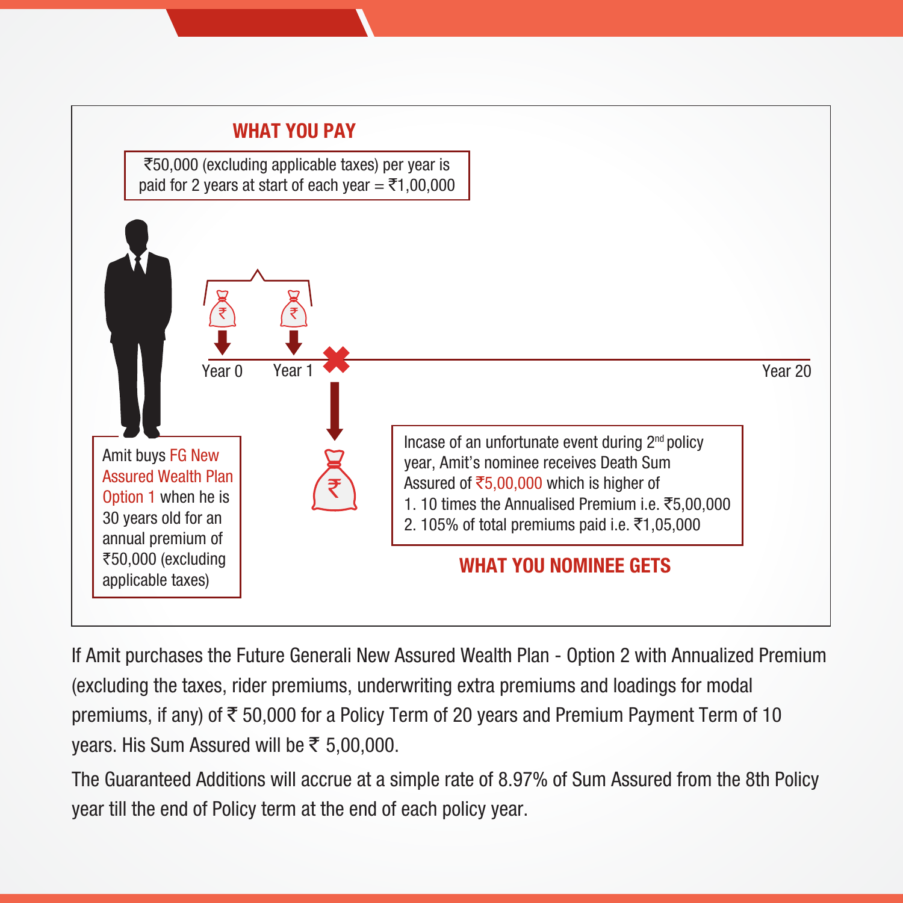## WHAT YOU PAY

₹50,000 (excluding applicable taxes) per year is paid for 2 years at start of each year = ₹1,00,000

Year 0 Year 1 Year 20

Amit buys FG New Assured Wealth Plan Option 1 when he is 30 years old for an annual premium of ₹50,000 (excluding applicable taxes)

Incase of an unfortunate event during 2nd policy year, Amit's nominee receives Death Sum Assured of ₹5,00,000 which is higher of

1. 10 times the Annualised Premium i.e. ₹5,00,000
2. 105% of total premiums paid i.e. ₹1,05,000

## WHAT YOU NOMINEE GETS

If Amit purchases the Future Generali New Assured Wealth Plan - Option 2 with Annualized Premium (excluding the taxes, rider premiums, underwriting extra premiums and loadings for modal premiums, if any) of ₹ 50,000 for a Policy Term of 20 years and Premium Payment Term of 10 years. His Sum Assured will be ₹ 5,00,000.

The Guaranteed Additions will accrue at a simple rate of 8.97% of Sum Assured from the 8th Policy year till the end of Policy term at the end of each policy year.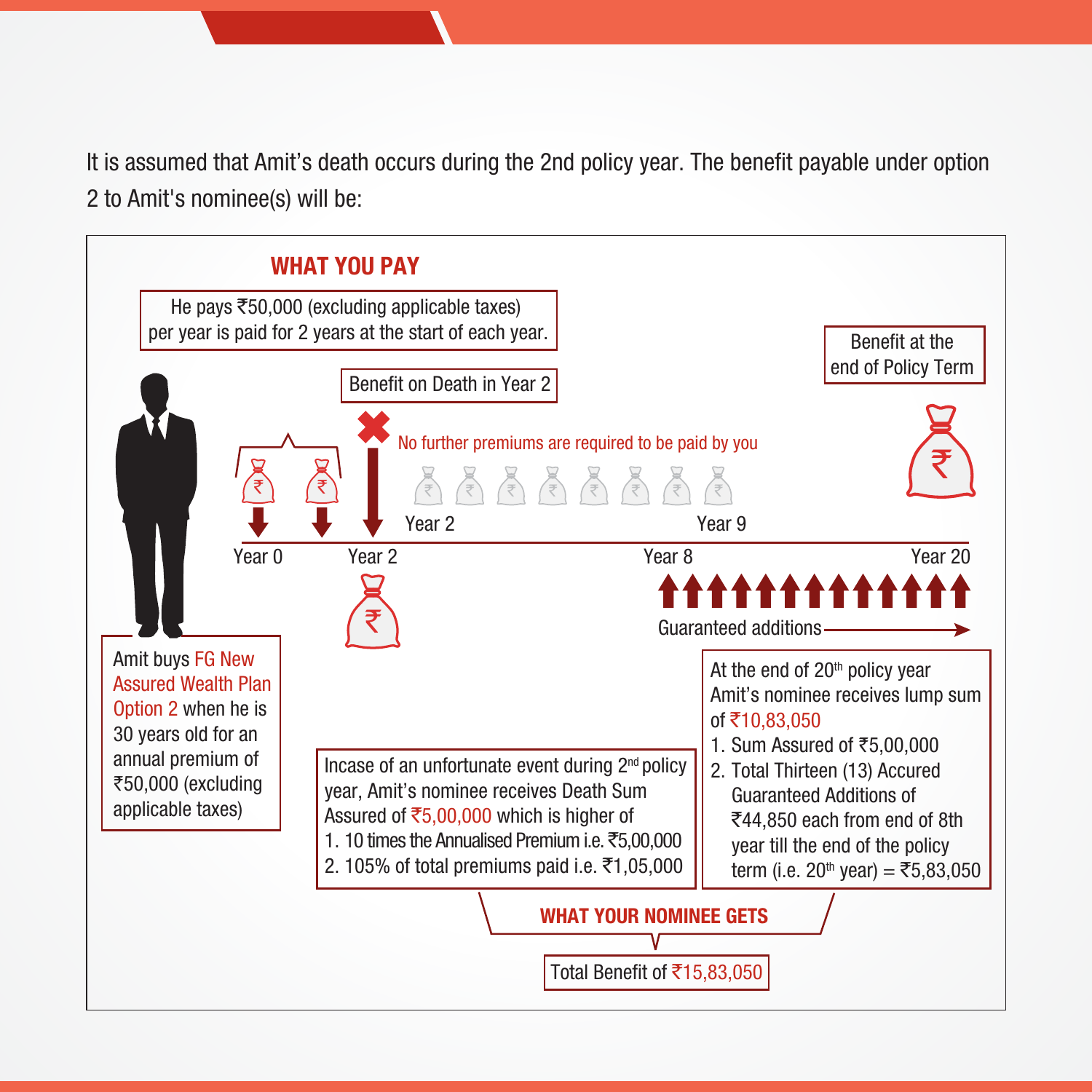It is assumed that Amit's death occurs during the 2nd policy year. The benefit payable under option 2 to Amit's nominee(s) will be:

## WHAT YOU PAY

He pays ₹50,000 (excluding applicable taxes) per year is paid for 2 years at the start of each year.

Benefit on Death in Year 2

No further premiums are required to be paid by you

Year 2 — Year 9

Year 0 — Year 2 — Year 8 — Year 20

Benefit at the end of Policy Term

Guaranteed additions

Amit buys FG New Assured Wealth Plan Option 2 when he is 30 years old for an annual premium of ₹50,000 (excluding applicable taxes)

Incase of an unfortunate event during 2nd policy year, Amit's nominee receives Death Sum Assured of ₹5,00,000 which is higher of

1. 10 times the Annualised Premium i.e. ₹5,00,000
2. 105% of total premiums paid i.e. ₹1,05,000

At the end of 20th policy year Amit's nominee receives lump sum of ₹10,83,050

1. Sum Assured of ₹5,00,000
2. Total Thirteen (13) Accured Guaranteed Additions of ₹44,850 each from end of 8th year till the end of the policy term (i.e. 20th year) = ₹5,83,050

## WHAT YOUR NOMINEE GETS

Total Benefit of ₹15,83,050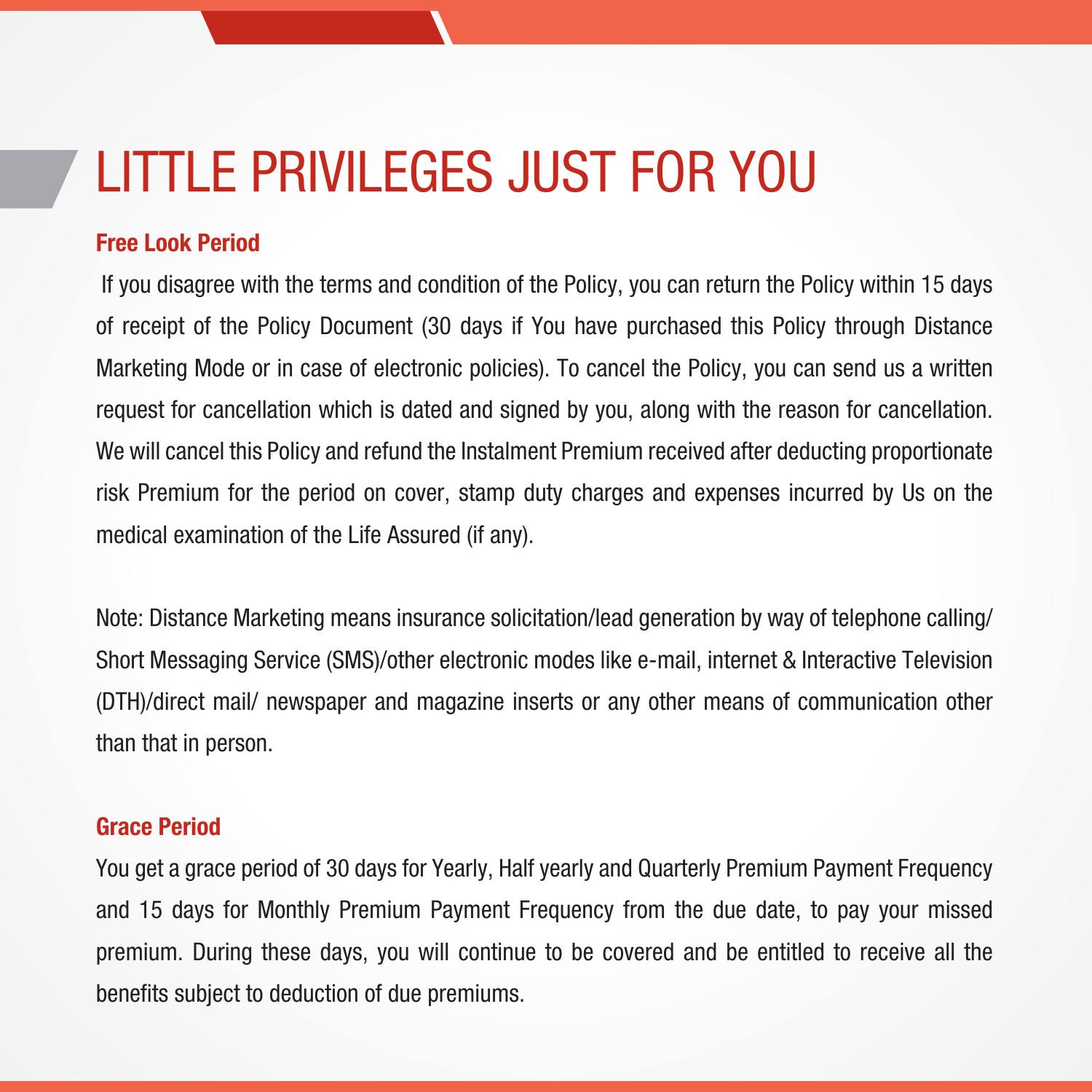# LITTLE PRIVILEGES JUST FOR YOU

## Free Look Period

If you disagree with the terms and condition of the Policy, you can return the Policy within 15 days of receipt of the Policy Document (30 days if You have purchased this Policy through Distance Marketing Mode or in case of electronic policies). To cancel the Policy, you can send us a written request for cancellation which is dated and signed by you, along with the reason for cancellation. We will cancel this Policy and refund the Instalment Premium received after deducting proportionate risk Premium for the period on cover, stamp duty charges and expenses incurred by Us on the medical examination of the Life Assured (if any).

Note: Distance Marketing means insurance solicitation/lead generation by way of telephone calling/ Short Messaging Service (SMS)/other electronic modes like e-mail, internet & Interactive Television (DTH)/direct mail/ newspaper and magazine inserts or any other means of communication other than that in person.

## Grace Period

You get a grace period of 30 days for Yearly, Half yearly and Quarterly Premium Payment Frequency and 15 days for Monthly Premium Payment Frequency from the due date, to pay your missed premium. During these days, you will continue to be covered and be entitled to receive all the benefits subject to deduction of due premiums.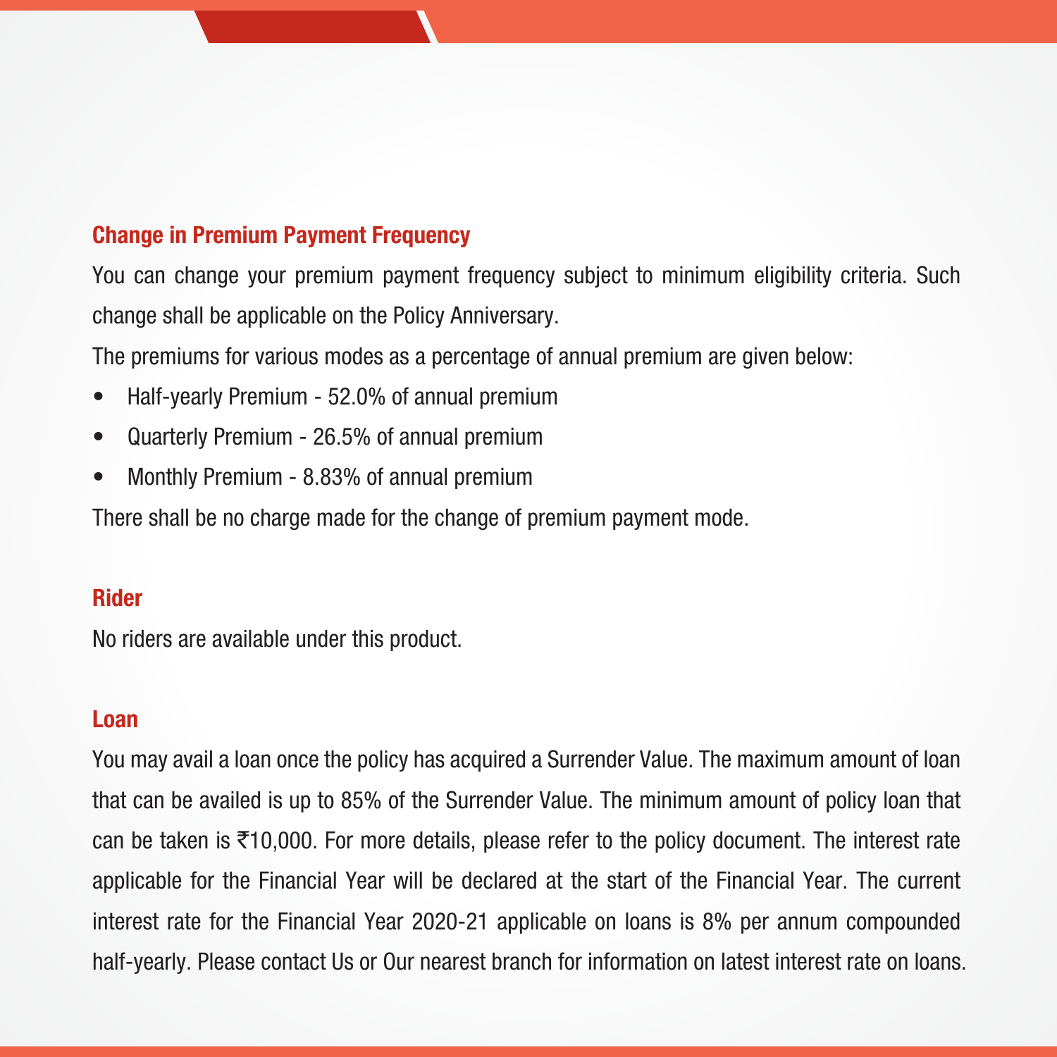## Change in Premium Payment Frequency

You can change your premium payment frequency subject to minimum eligibility criteria. Such change shall be applicable on the Policy Anniversary.

The premiums for various modes as a percentage of annual premium are given below:

- Half-yearly Premium - 52.0% of annual premium
- Quarterly Premium - 26.5% of annual premium
- Monthly Premium - 8.83% of annual premium

There shall be no charge made for the change of premium payment mode.

## Rider

No riders are available under this product.

## Loan

You may avail a loan once the policy has acquired a Surrender Value. The maximum amount of loan that can be availed is up to 85% of the Surrender Value. The minimum amount of policy loan that can be taken is ₹10,000. For more details, please refer to the policy document. The interest rate applicable for the Financial Year will be declared at the start of the Financial Year. The current interest rate for the Financial Year 2020-21 applicable on loans is 8% per annum compounded half-yearly. Please contact Us or Our nearest branch for information on latest interest rate on loans.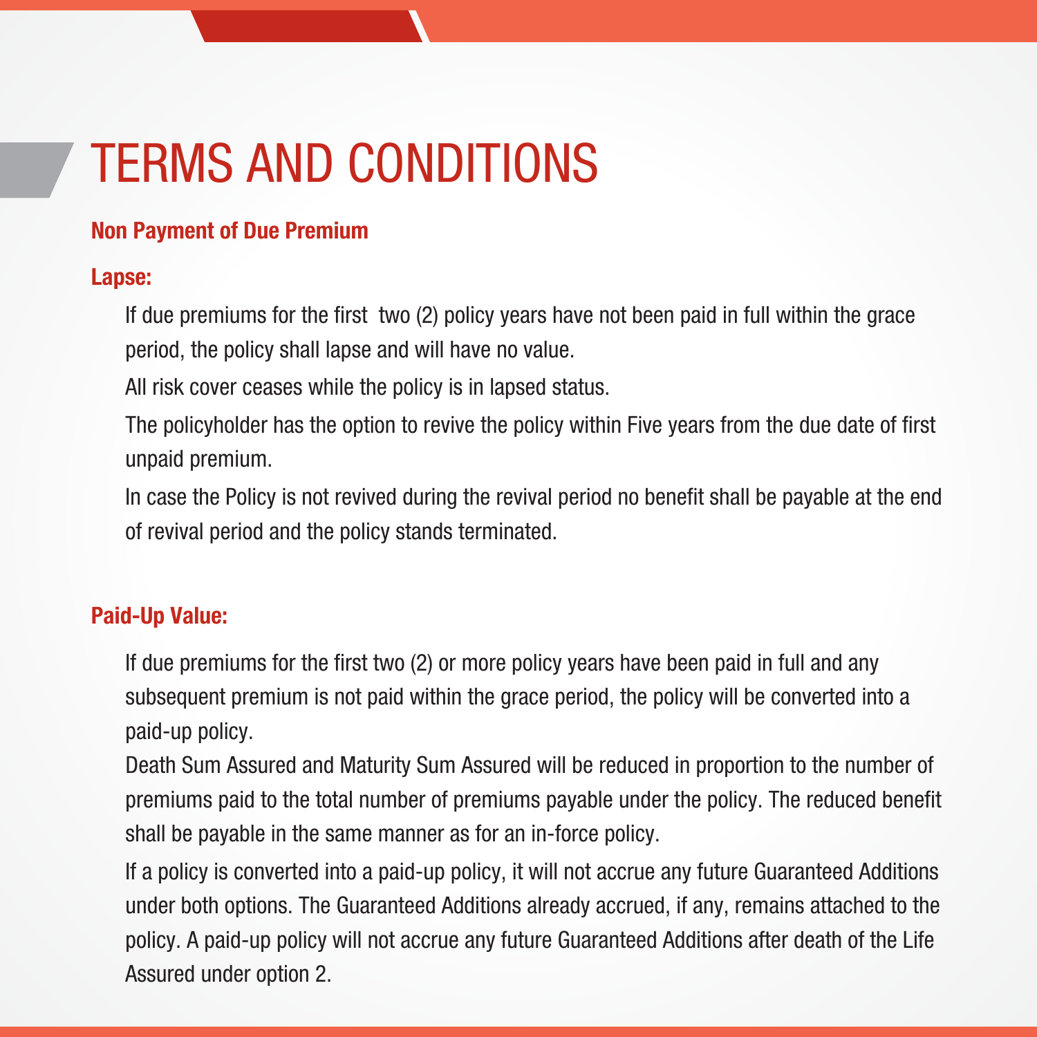# TERMS AND CONDITIONS

## Non Payment of Due Premium

### Lapse:

If due premiums for the first two (2) policy years have not been paid in full within the grace period, the policy shall lapse and will have no value.

All risk cover ceases while the policy is in lapsed status.

The policyholder has the option to revive the policy within Five years from the due date of first unpaid premium.

In case the Policy is not revived during the revival period no benefit shall be payable at the end of revival period and the policy stands terminated.

### Paid-Up Value:

If due premiums for the first two (2) or more policy years have been paid in full and any subsequent premium is not paid within the grace period, the policy will be converted into a paid-up policy.

Death Sum Assured and Maturity Sum Assured will be reduced in proportion to the number of premiums paid to the total number of premiums payable under the policy. The reduced benefit shall be payable in the same manner as for an in-force policy.

If a policy is converted into a paid-up policy, it will not accrue any future Guaranteed Additions under both options. The Guaranteed Additions already accrued, if any, remains attached to the policy. A paid-up policy will not accrue any future Guaranteed Additions after death of the Life Assured under option 2.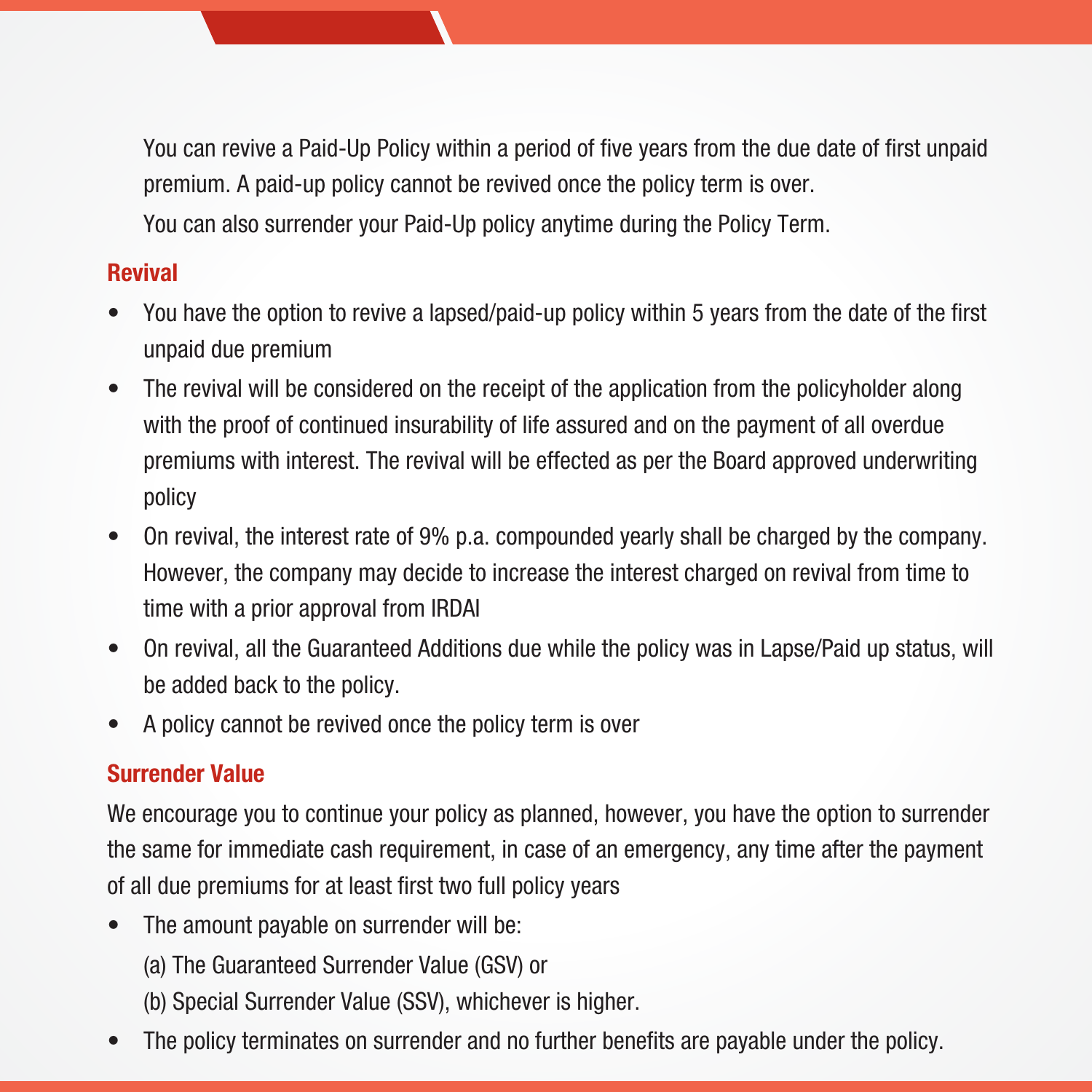You can revive a Paid-Up Policy within a period of five years from the due date of first unpaid premium. A paid-up policy cannot be revived once the policy term is over.

You can also surrender your Paid-Up policy anytime during the Policy Term.

### Revival

- You have the option to revive a lapsed/paid-up policy within 5 years from the date of the first unpaid due premium
- The revival will be considered on the receipt of the application from the policyholder along with the proof of continued insurability of life assured and on the payment of all overdue premiums with interest. The revival will be effected as per the Board approved underwriting policy
- On revival, the interest rate of 9% p.a. compounded yearly shall be charged by the company. However, the company may decide to increase the interest charged on revival from time to time with a prior approval from IRDAI
- On revival, all the Guaranteed Additions due while the policy was in Lapse/Paid up status, will be added back to the policy.
- A policy cannot be revived once the policy term is over

### Surrender Value

We encourage you to continue your policy as planned, however, you have the option to surrender the same for immediate cash requirement, in case of an emergency, any time after the payment of all due premiums for at least first two full policy years

- The amount payable on surrender will be:

  (a) The Guaranteed Surrender Value (GSV) or

  (b) Special Surrender Value (SSV), whichever is higher.
- The policy terminates on surrender and no further benefits are payable under the policy.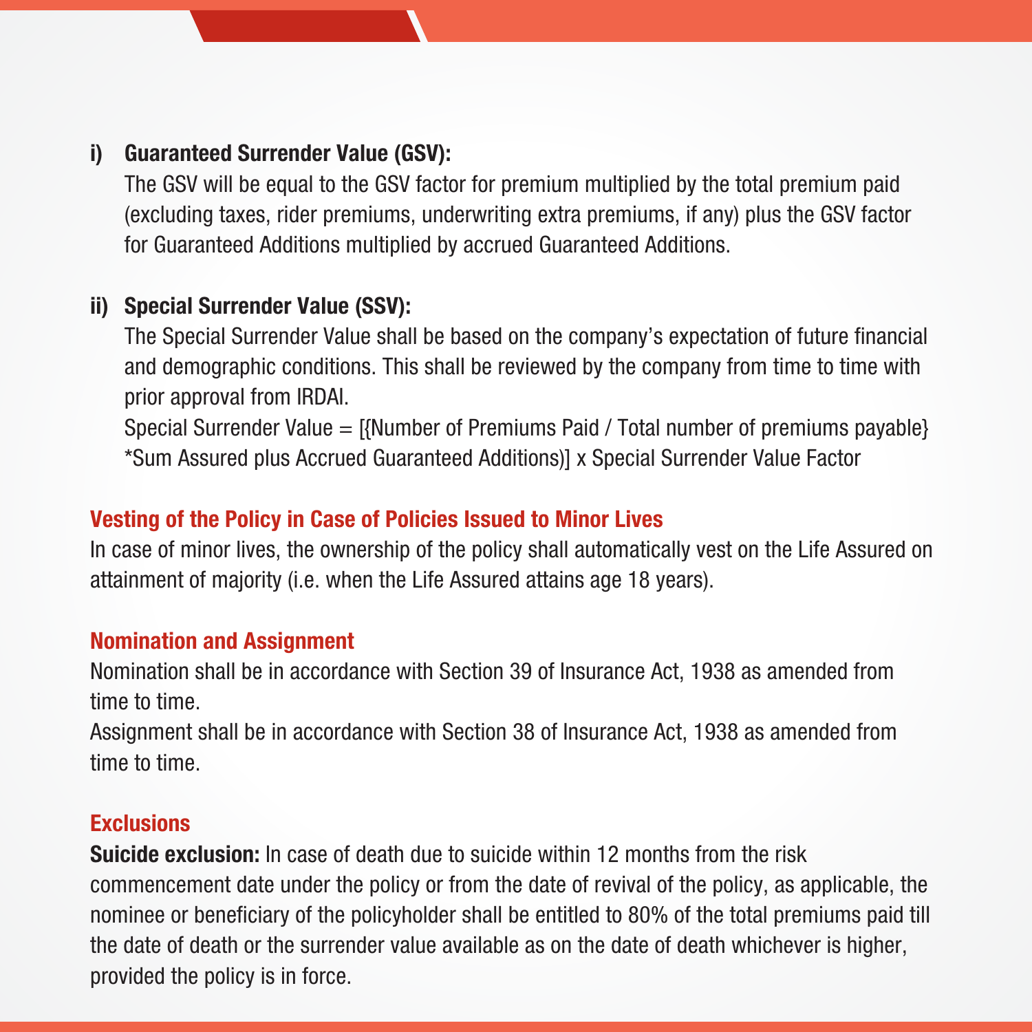i) **Guaranteed Surrender Value (GSV):**

The GSV will be equal to the GSV factor for premium multiplied by the total premium paid (excluding taxes, rider premiums, underwriting extra premiums, if any) plus the GSV factor for Guaranteed Additions multiplied by accrued Guaranteed Additions.

ii) **Special Surrender Value (SSV):**

The Special Surrender Value shall be based on the company's expectation of future financial and demographic conditions. This shall be reviewed by the company from time to time with prior approval from IRDAI.

Special Surrender Value = [{Number of Premiums Paid / Total number of premiums payable} *Sum Assured plus Accrued Guaranteed Additions)] x Special Surrender Value Factor

## Vesting of the Policy in Case of Policies Issued to Minor Lives

In case of minor lives, the ownership of the policy shall automatically vest on the Life Assured on attainment of majority (i.e. when the Life Assured attains age 18 years).

## Nomination and Assignment

Nomination shall be in accordance with Section 39 of Insurance Act, 1938 as amended from time to time.

Assignment shall be in accordance with Section 38 of Insurance Act, 1938 as amended from time to time.

## Exclusions

**Suicide exclusion:** In case of death due to suicide within 12 months from the risk commencement date under the policy or from the date of revival of the policy, as applicable, the nominee or beneficiary of the policyholder shall be entitled to 80% of the total premiums paid till the date of death or the surrender value available as on the date of death whichever is higher, provided the policy is in force.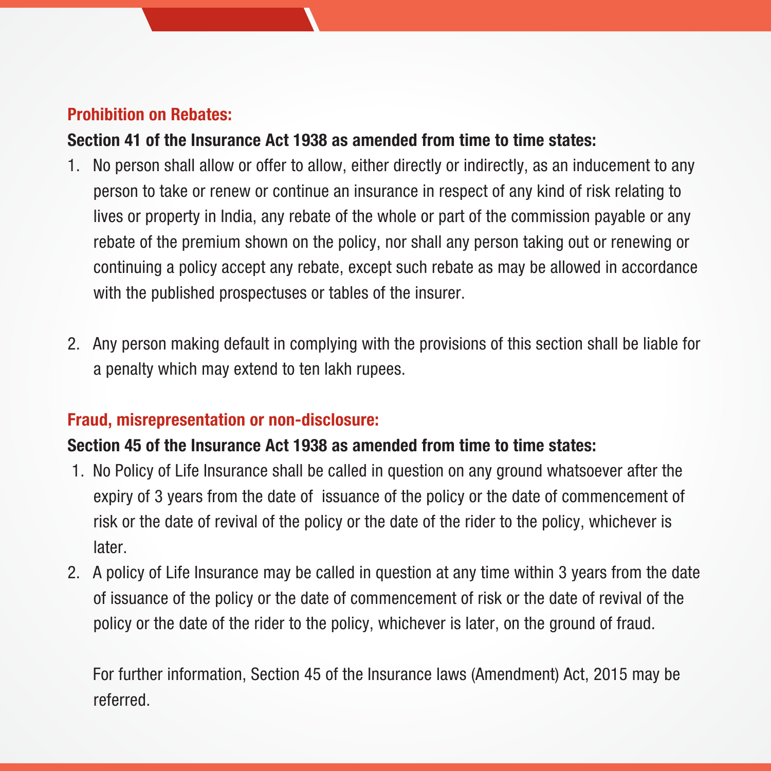## Prohibition on Rebates:

**Section 41 of the Insurance Act 1938 as amended from time to time states:**

1. No person shall allow or offer to allow, either directly or indirectly, as an inducement to any person to take or renew or continue an insurance in respect of any kind of risk relating to lives or property in India, any rebate of the whole or part of the commission payable or any rebate of the premium shown on the policy, nor shall any person taking out or renewing or continuing a policy accept any rebate, except such rebate as may be allowed in accordance with the published prospectuses or tables of the insurer.

2. Any person making default in complying with the provisions of this section shall be liable for a penalty which may extend to ten lakh rupees.

## Fraud, misrepresentation or non-disclosure:

**Section 45 of the Insurance Act 1938 as amended from time to time states:**

1. No Policy of Life Insurance shall be called in question on any ground whatsoever after the expiry of 3 years from the date of issuance of the policy or the date of commencement of risk or the date of revival of the policy or the date of the rider to the policy, whichever is later.
2. A policy of Life Insurance may be called in question at any time within 3 years from the date of issuance of the policy or the date of commencement of risk or the date of revival of the policy or the date of the rider to the policy, whichever is later, on the ground of fraud.

   For further information, Section 45 of the Insurance laws (Amendment) Act, 2015 may be referred.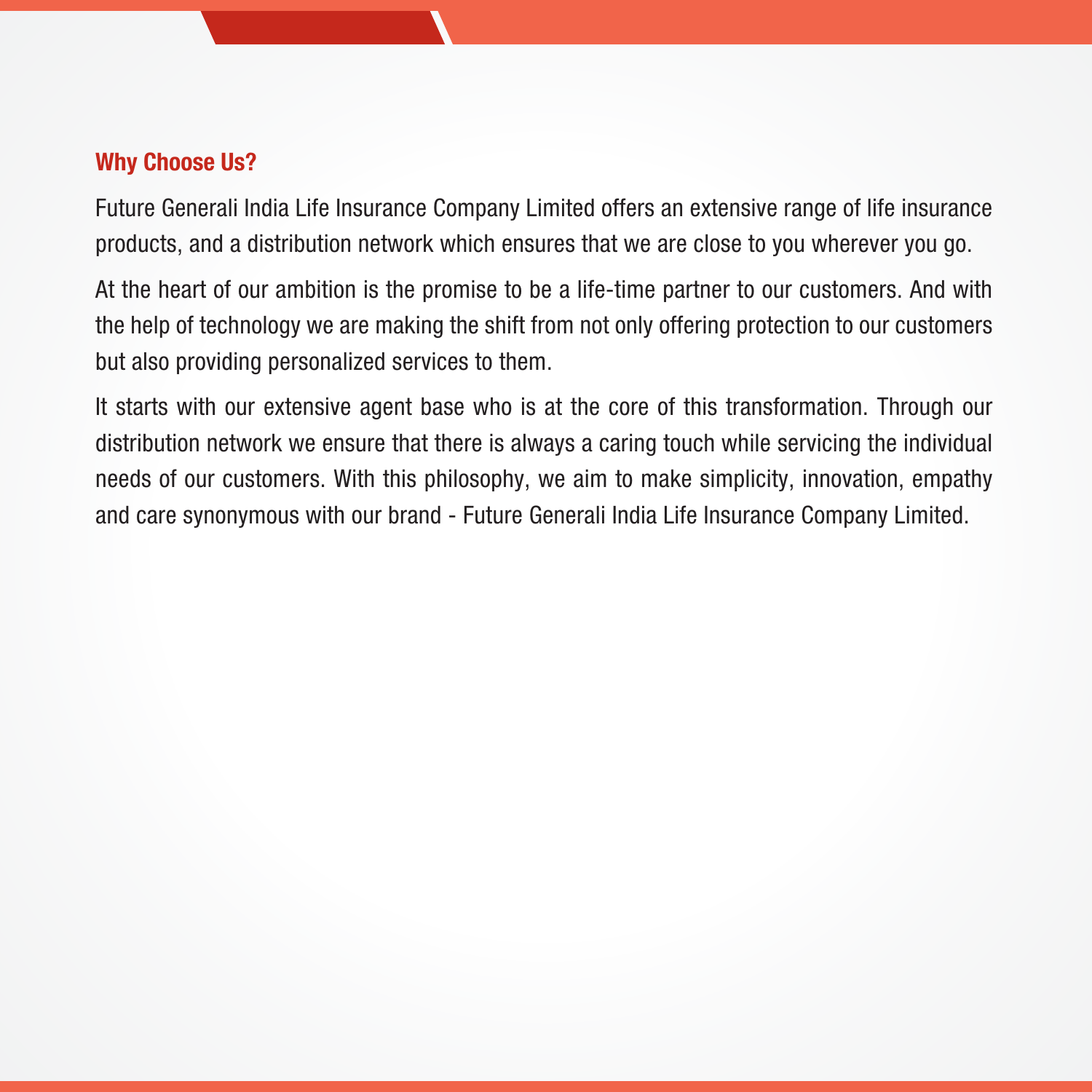## Why Choose Us?

Future Generali India Life Insurance Company Limited offers an extensive range of life insurance products, and a distribution network which ensures that we are close to you wherever you go.

At the heart of our ambition is the promise to be a life-time partner to our customers. And with the help of technology we are making the shift from not only offering protection to our customers but also providing personalized services to them.

It starts with our extensive agent base who is at the core of this transformation. Through our distribution network we ensure that there is always a caring touch while servicing the individual needs of our customers. With this philosophy, we aim to make simplicity, innovation, empathy and care synonymous with our brand - Future Generali India Life Insurance Company Limited.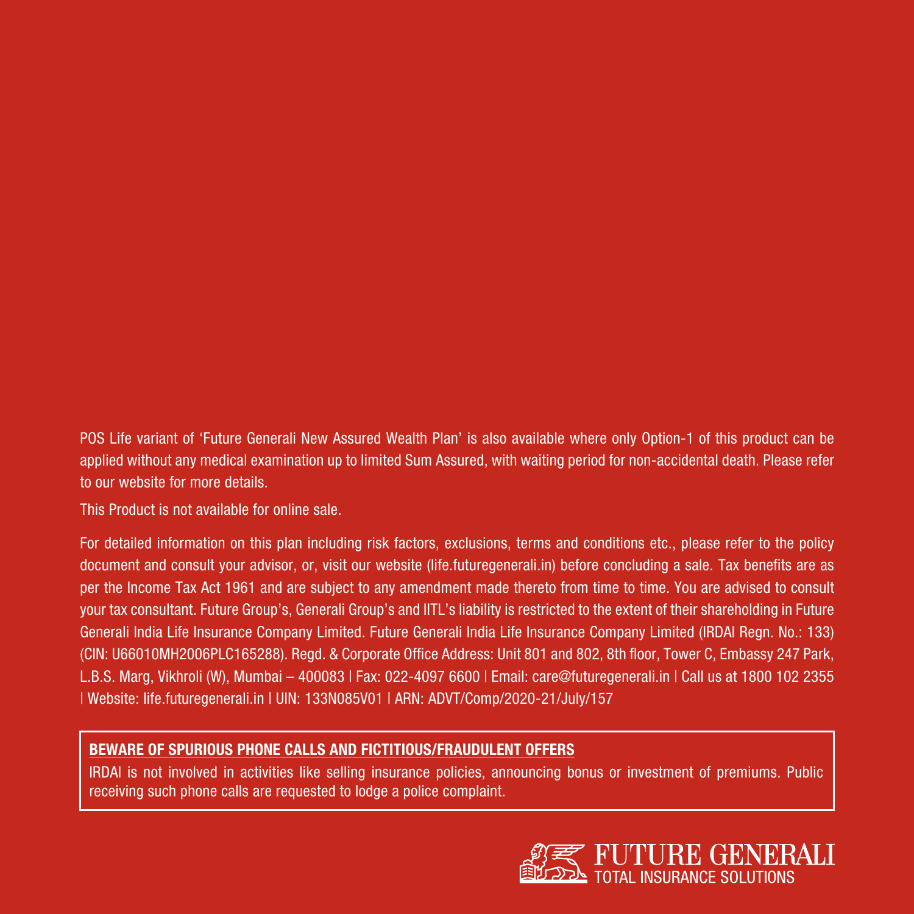POS Life variant of 'Future Generali New Assured Wealth Plan' is also available where only Option-1 of this product can be applied without any medical examination up to limited Sum Assured, with waiting period for non-accidental death. Please refer to our website for more details.

This Product is not available for online sale.

For detailed information on this plan including risk factors, exclusions, terms and conditions etc., please refer to the policy document and consult your advisor, or, visit our website (life.futuregenerali.in) before concluding a sale. Tax benefits are as per the Income Tax Act 1961 and are subject to any amendment made thereto from time to time. You are advised to consult your tax consultant. Future Group's, Generali Group's and IITL's liability is restricted to the extent of their shareholding in Future Generali India Life Insurance Company Limited. Future Generali India Life Insurance Company Limited (IRDAI Regn. No.: 133) (CIN: U66010MH2006PLC165288). Regd. & Corporate Office Address: Unit 801 and 802, 8th floor, Tower C, Embassy 247 Park, L.B.S. Marg, Vikhroli (W), Mumbai – 400083 | Fax: 022-4097 6600 | Email: care@futuregenerali.in | Call us at 1800 102 2355 | Website: life.futuregenerali.in | UIN: 133N085V01 | ARN: ADVT/Comp/2020-21/July/157

**BEWARE OF SPURIOUS PHONE CALLS AND FICTITIOUS/FRAUDULENT OFFERS**

IRDAI is not involved in activities like selling insurance policies, announcing bonus or investment of premiums. Public receiving such phone calls are requested to lodge a police complaint.

FUTURE GENERALI
TOTAL INSURANCE SOLUTIONS